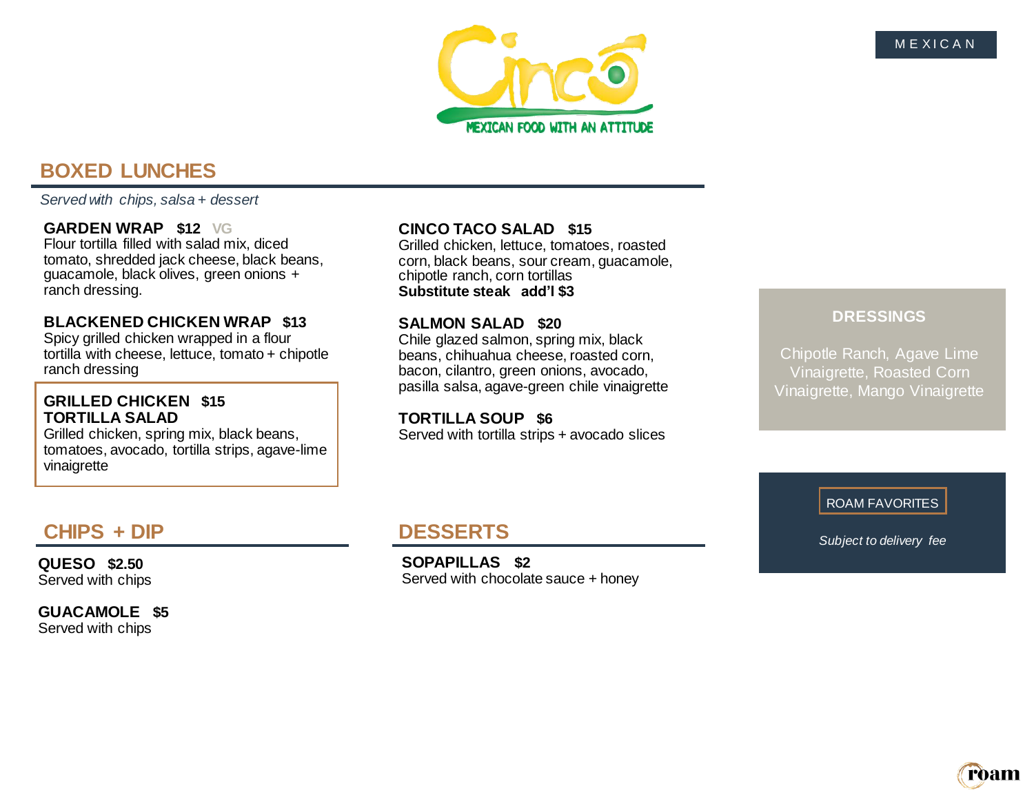MEXICAN

# Cinco

MEXICAN FOOD WITH AN ATTITUDE

## BOXED LUNCHES

*Served with chips, salsa + dessert*

**GARDEN WRAP $12** VG
Flour tortilla filled with salad mix, diced tomato, shredded jack cheese, black beans, guacamole, black olives, green onions + ranch dressing.

**BLACKENED CHICKEN WRAP $13**
Spicy grilled chicken wrapped in a flour tortilla with cheese, lettuce, tomato + chipotle ranch dressing

**GRILLED CHICKEN TORTILLA SALAD $15**
Grilled chicken, spring mix, black beans, tomatoes, avocado, tortilla strips, agave-lime vinaigrette

**CINCO TACO SALAD $15**
Grilled chicken, lettuce, tomatoes, roasted corn, black beans, sour cream, guacamole, chipotle ranch, corn tortillas
**Substitute steak add'l $3**

**SALMON SALAD $20**
Chile glazed salmon, spring mix, black beans, chihuahua cheese, roasted corn, bacon, cilantro, green onions, avocado, pasilla salsa, agave-green chile vinaigrette

**TORTILLA SOUP $6**
Served with tortilla strips + avocado slices

## CHIPS + DIP

**QUESO $2.50**
Served with chips

**GUACAMOLE $5**
Served with chips

## DESSERTS

**SOPAPILLAS $2**
Served with chocolate sauce + honey

### DRESSINGS

Chipotle Ranch, Agave Lime Vinaigrette, Roasted Corn Vinaigrette, Mango Vinaigrette

ROAM FAVORITES

*Subject to delivery fee*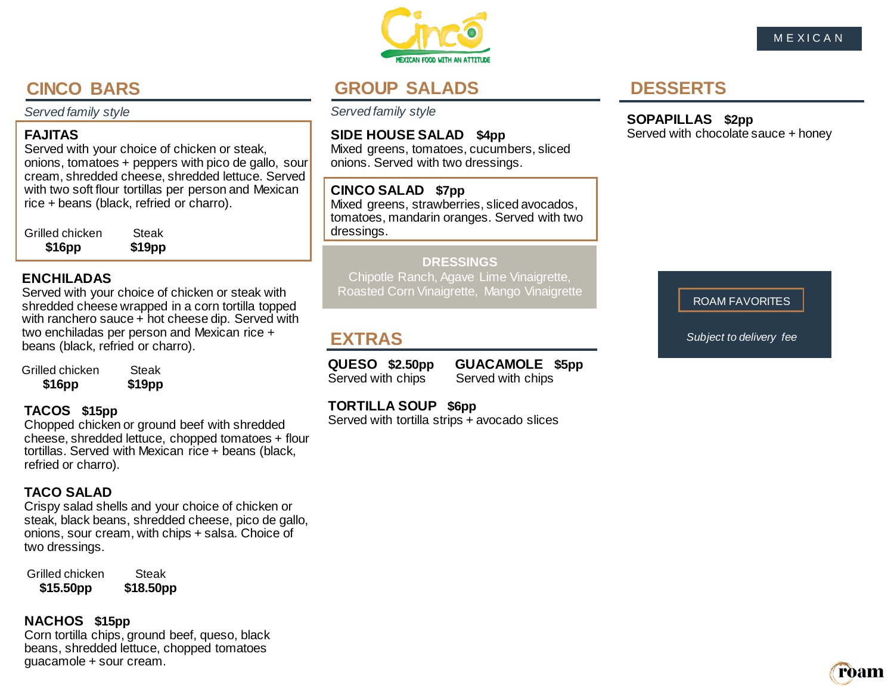Cinco
MEXICAN FOOD WITH AN ATTITUDE

MEXICAN

## CINCO BARS

*Served family style*

### FAJITAS

Served with your choice of chicken or steak, onions, tomatoes + peppers with pico de gallo, sour cream, shredded cheese, shredded lettuce. Served with two soft flour tortillas per person and Mexican rice + beans (black, refried or charro).

| Grilled chicken | Steak |
|---|---|
| **$16pp** | **$19pp** |

### ENCHILADAS

Served with your choice of chicken or steak with shredded cheese wrapped in a corn tortilla topped with ranchero sauce + hot cheese dip. Served with two enchiladas per person and Mexican rice + beans (black, refried or charro).

| Grilled chicken | Steak |
|---|---|
| **$16pp** | **$19pp** |

### TACOS **$15pp**

Chopped chicken or ground beef with shredded cheese, shredded lettuce, chopped tomatoes + flour tortillas. Served with Mexican rice + beans (black, refried or charro).

### TACO SALAD

Crispy salad shells and your choice of chicken or steak, black beans, shredded cheese, pico de gallo, onions, sour cream, with chips + salsa. Choice of two dressings.

| Grilled chicken | Steak |
|---|---|
| **$15.50pp** | **$18.50pp** |

### NACHOS **$15pp**

Corn tortilla chips, ground beef, queso, black beans, shredded lettuce, chopped tomatoes guacamole + sour cream.

## GROUP SALADS

*Served family style*

### SIDE HOUSE SALAD **$4pp**

Mixed greens, tomatoes, cucumbers, sliced onions. Served with two dressings.

### CINCO SALAD **$7pp**

Mixed greens, strawberries, sliced avocados, tomatoes, mandarin oranges. Served with two dressings.

**DRESSINGS**

Chipotle Ranch, Agave Lime Vinaigrette, Roasted Corn Vinaigrette, Mango Vinaigrette

## EXTRAS

### QUESO **$2.50pp**

Served with chips

### GUACAMOLE **$5pp**

Served with chips

### TORTILLA SOUP **$6pp**

Served with tortilla strips + avocado slices

## DESSERTS

### SOPAPILLAS **$2pp**

Served with chocolate sauce + honey

ROAM FAVORITES

*Subject to delivery fee*

roam